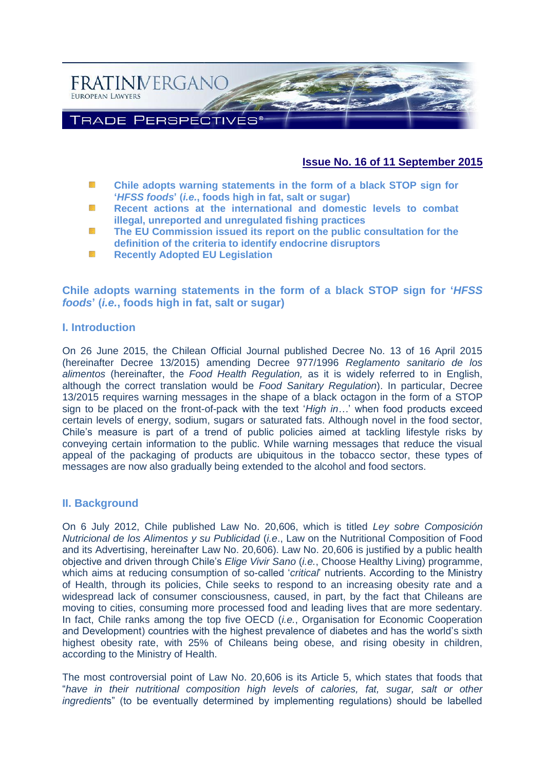FRATINIVERGANO
EUROPEAN LAWYERS

TRADE PERSPECTIVES®

**Issue No. 16 of 11 September 2015**

- **Chile adopts warning statements in the form of a black STOP sign for '*HFSS foods*' (*i.e.*, foods high in fat, salt or sugar)**
- **Recent actions at the international and domestic levels to combat illegal, unreported and unregulated fishing practices**
- **The EU Commission issued its report on the public consultation for the definition of the criteria to identify endocrine disruptors**
- **Recently Adopted EU Legislation**

## Chile adopts warning statements in the form of a black STOP sign for '*HFSS foods*' (*i.e.*, foods high in fat, salt or sugar)

### I. Introduction

On 26 June 2015, the Chilean Official Journal published Decree No. 13 of 16 April 2015 (hereinafter Decree 13/2015) amending Decree 977/1996 *Reglamento sanitario de los alimentos* (hereinafter, the *Food Health Regulation,* as it is widely referred to in English, although the correct translation would be *Food Sanitary Regulation*). In particular, Decree 13/2015 requires warning messages in the shape of a black octagon in the form of a STOP sign to be placed on the front-of-pack with the text '*High in…*' when food products exceed certain levels of energy, sodium, sugars or saturated fats. Although novel in the food sector, Chile's measure is part of a trend of public policies aimed at tackling lifestyle risks by conveying certain information to the public. While warning messages that reduce the visual appeal of the packaging of products are ubiquitous in the tobacco sector, these types of messages are now also gradually being extended to the alcohol and food sectors.

### II. Background

On 6 July 2012, Chile published Law No. 20,606, which is titled *Ley sobre Composición Nutricional de los Alimentos y su Publicidad* (*i.e*., Law on the Nutritional Composition of Food and its Advertising, hereinafter Law No. 20,606). Law No. 20,606 is justified by a public health objective and driven through Chile's *Elige Vivir Sano* (*i.e.*, Choose Healthy Living) programme, which aims at reducing consumption of so-called '*critical*' nutrients. According to the Ministry of Health, through its policies, Chile seeks to respond to an increasing obesity rate and a widespread lack of consumer consciousness, caused, in part, by the fact that Chileans are moving to cities, consuming more processed food and leading lives that are more sedentary. In fact, Chile ranks among the top five OECD (*i.e.*, Organisation for Economic Cooperation and Development) countries with the highest prevalence of diabetes and has the world's sixth highest obesity rate, with 25% of Chileans being obese, and rising obesity in children, according to the Ministry of Health.

The most controversial point of Law No. 20,606 is its Article 5, which states that foods that "*have in their nutritional composition high levels of calories, fat, sugar, salt or other ingredients*" (to be eventually determined by implementing regulations) should be labelled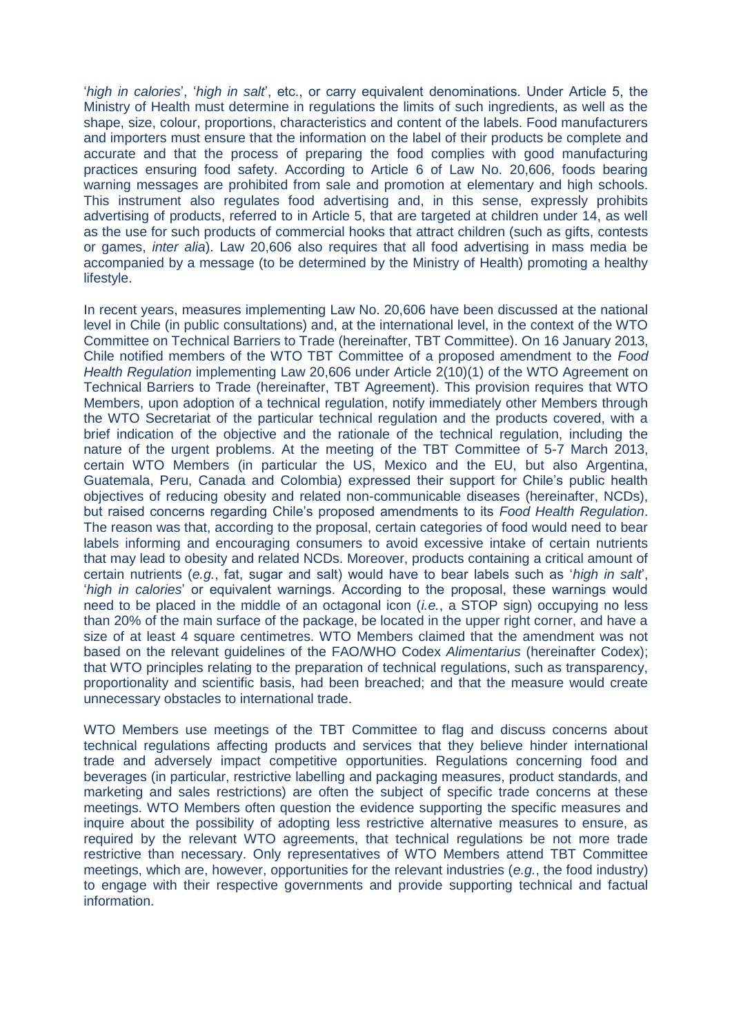'*high in calories*', '*high in salt*', etc., or carry equivalent denominations. Under Article 5, the Ministry of Health must determine in regulations the limits of such ingredients, as well as the shape, size, colour, proportions, characteristics and content of the labels. Food manufacturers and importers must ensure that the information on the label of their products be complete and accurate and that the process of preparing the food complies with good manufacturing practices ensuring food safety. According to Article 6 of Law No. 20,606, foods bearing warning messages are prohibited from sale and promotion at elementary and high schools. This instrument also regulates food advertising and, in this sense, expressly prohibits advertising of products, referred to in Article 5, that are targeted at children under 14, as well as the use for such products of commercial hooks that attract children (such as gifts, contests or games, *inter alia*). Law 20,606 also requires that all food advertising in mass media be accompanied by a message (to be determined by the Ministry of Health) promoting a healthy lifestyle.

In recent years, measures implementing Law No. 20,606 have been discussed at the national level in Chile (in public consultations) and, at the international level, in the context of the WTO Committee on Technical Barriers to Trade (hereinafter, TBT Committee). On 16 January 2013, Chile notified members of the WTO TBT Committee of a proposed amendment to the *Food Health Regulation* implementing Law 20,606 under Article 2(10)(1) of the WTO Agreement on Technical Barriers to Trade (hereinafter, TBT Agreement). This provision requires that WTO Members, upon adoption of a technical regulation, notify immediately other Members through the WTO Secretariat of the particular technical regulation and the products covered, with a brief indication of the objective and the rationale of the technical regulation, including the nature of the urgent problems. At the meeting of the TBT Committee of 5-7 March 2013, certain WTO Members (in particular the US, Mexico and the EU, but also Argentina, Guatemala, Peru, Canada and Colombia) expressed their support for Chile's public health objectives of reducing obesity and related non-communicable diseases (hereinafter, NCDs), but raised concerns regarding Chile's proposed amendments to its *Food Health Regulation*. The reason was that, according to the proposal, certain categories of food would need to bear labels informing and encouraging consumers to avoid excessive intake of certain nutrients that may lead to obesity and related NCDs. Moreover, products containing a critical amount of certain nutrients (*e.g.*, fat, sugar and salt) would have to bear labels such as '*high in salt*', '*high in calories*' or equivalent warnings. According to the proposal, these warnings would need to be placed in the middle of an octagonal icon (*i.e.*, a STOP sign) occupying no less than 20% of the main surface of the package, be located in the upper right corner, and have a size of at least 4 square centimetres. WTO Members claimed that the amendment was not based on the relevant guidelines of the FAO/WHO Codex *Alimentarius* (hereinafter Codex); that WTO principles relating to the preparation of technical regulations, such as transparency, proportionality and scientific basis, had been breached; and that the measure would create unnecessary obstacles to international trade.

WTO Members use meetings of the TBT Committee to flag and discuss concerns about technical regulations affecting products and services that they believe hinder international trade and adversely impact competitive opportunities. Regulations concerning food and beverages (in particular, restrictive labelling and packaging measures, product standards, and marketing and sales restrictions) are often the subject of specific trade concerns at these meetings. WTO Members often question the evidence supporting the specific measures and inquire about the possibility of adopting less restrictive alternative measures to ensure, as required by the relevant WTO agreements, that technical regulations be not more trade restrictive than necessary. Only representatives of WTO Members attend TBT Committee meetings, which are, however, opportunities for the relevant industries (*e.g.*, the food industry) to engage with their respective governments and provide supporting technical and factual information.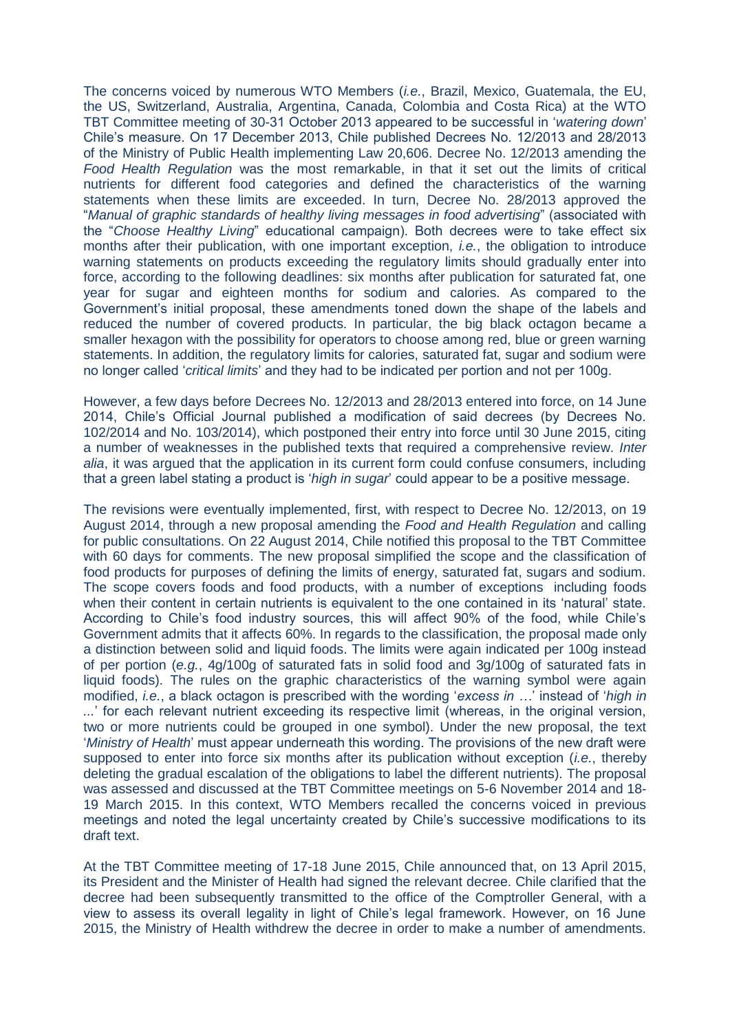The concerns voiced by numerous WTO Members (*i.e.*, Brazil, Mexico, Guatemala, the EU, the US, Switzerland, Australia, Argentina, Canada, Colombia and Costa Rica) at the WTO TBT Committee meeting of 30-31 October 2013 appeared to be successful in '*watering down*' Chile's measure. On 17 December 2013, Chile published Decrees No. 12/2013 and 28/2013 of the Ministry of Public Health implementing Law 20,606. Decree No. 12/2013 amending the *Food Health Regulation* was the most remarkable, in that it set out the limits of critical nutrients for different food categories and defined the characteristics of the warning statements when these limits are exceeded. In turn, Decree No. 28/2013 approved the "*Manual of graphic standards of healthy living messages in food advertising*" (associated with the "*Choose Healthy Living*" educational campaign). Both decrees were to take effect six months after their publication, with one important exception, *i.e.*, the obligation to introduce warning statements on products exceeding the regulatory limits should gradually enter into force, according to the following deadlines: six months after publication for saturated fat, one year for sugar and eighteen months for sodium and calories. As compared to the Government's initial proposal, these amendments toned down the shape of the labels and reduced the number of covered products. In particular, the big black octagon became a smaller hexagon with the possibility for operators to choose among red, blue or green warning statements. In addition, the regulatory limits for calories, saturated fat, sugar and sodium were no longer called '*critical limits*' and they had to be indicated per portion and not per 100g.

However, a few days before Decrees No. 12/2013 and 28/2013 entered into force, on 14 June 2014, Chile's Official Journal published a modification of said decrees (by Decrees No. 102/2014 and No. 103/2014), which postponed their entry into force until 30 June 2015, citing a number of weaknesses in the published texts that required a comprehensive review. *Inter alia*, it was argued that the application in its current form could confuse consumers, including that a green label stating a product is '*high in sugar*' could appear to be a positive message.

The revisions were eventually implemented, first, with respect to Decree No. 12/2013, on 19 August 2014, through a new proposal amending the *Food and Health Regulation* and calling for public consultations. On 22 August 2014, Chile notified this proposal to the TBT Committee with 60 days for comments. The new proposal simplified the scope and the classification of food products for purposes of defining the limits of energy, saturated fat, sugars and sodium. The scope covers foods and food products, with a number of exceptions including foods when their content in certain nutrients is equivalent to the one contained in its 'natural' state. According to Chile's food industry sources, this will affect 90% of the food, while Chile's Government admits that it affects 60%. In regards to the classification, the proposal made only a distinction between solid and liquid foods. The limits were again indicated per 100g instead of per portion (*e.g.*, 4g/100g of saturated fats in solid food and 3g/100g of saturated fats in liquid foods). The rules on the graphic characteristics of the warning symbol were again modified, *i.e.*, a black octagon is prescribed with the wording '*excess in …*' instead of '*high in ...*' for each relevant nutrient exceeding its respective limit (whereas, in the original version, two or more nutrients could be grouped in one symbol). Under the new proposal, the text '*Ministry of Health*' must appear underneath this wording. The provisions of the new draft were supposed to enter into force six months after its publication without exception (*i.e.*, thereby deleting the gradual escalation of the obligations to label the different nutrients). The proposal was assessed and discussed at the TBT Committee meetings on 5-6 November 2014 and 18-19 March 2015. In this context, WTO Members recalled the concerns voiced in previous meetings and noted the legal uncertainty created by Chile's successive modifications to its draft text.

At the TBT Committee meeting of 17-18 June 2015, Chile announced that, on 13 April 2015, its President and the Minister of Health had signed the relevant decree. Chile clarified that the decree had been subsequently transmitted to the office of the Comptroller General, with a view to assess its overall legality in light of Chile's legal framework. However, on 16 June 2015, the Ministry of Health withdrew the decree in order to make a number of amendments.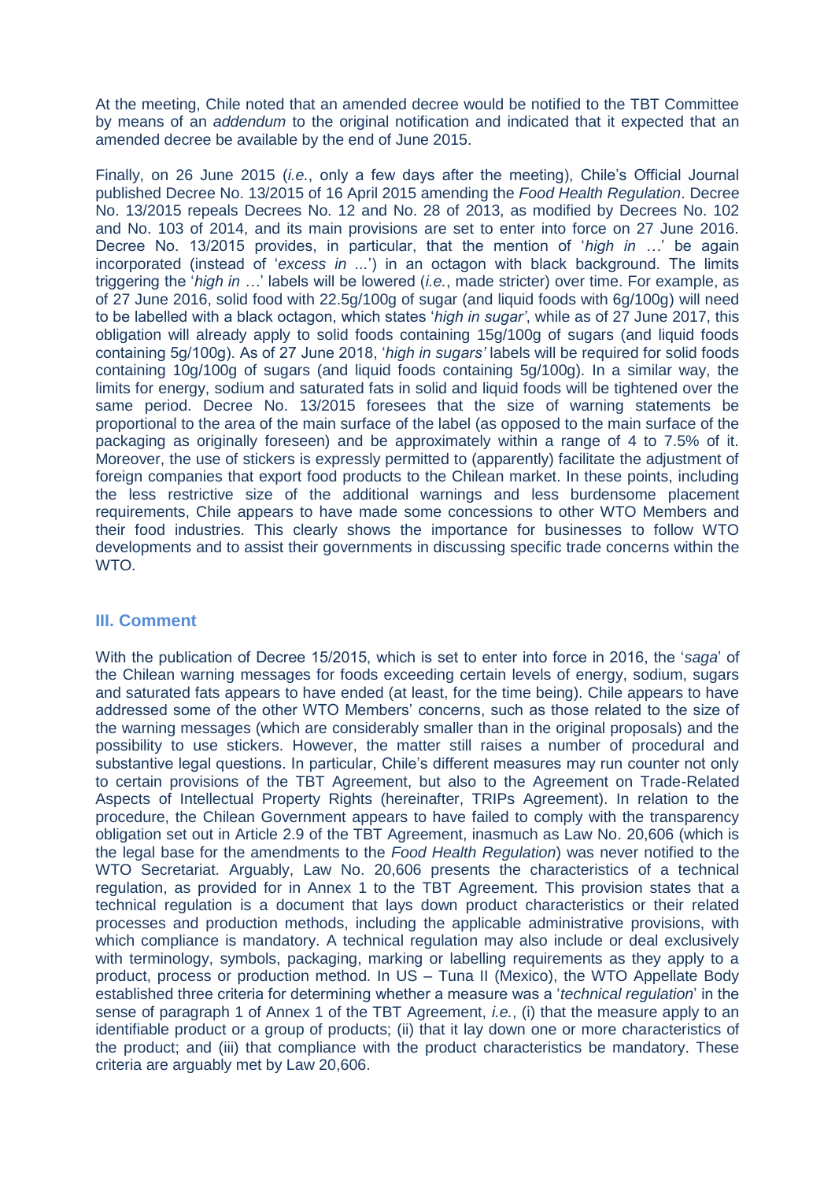At the meeting, Chile noted that an amended decree would be notified to the TBT Committee by means of an *addendum* to the original notification and indicated that it expected that an amended decree be available by the end of June 2015.

Finally, on 26 June 2015 (*i.e.*, only a few days after the meeting), Chile's Official Journal published Decree No. 13/2015 of 16 April 2015 amending the *Food Health Regulation*. Decree No. 13/2015 repeals Decrees No. 12 and No. 28 of 2013, as modified by Decrees No. 102 and No. 103 of 2014, and its main provisions are set to enter into force on 27 June 2016. Decree No. 13/2015 provides, in particular, that the mention of '*high in …*' be again incorporated (instead of '*excess in ...*') in an octagon with black background. The limits triggering the '*high in …*' labels will be lowered (*i.e.*, made stricter) over time. For example, as of 27 June 2016, solid food with 22.5g/100g of sugar (and liquid foods with 6g/100g) will need to be labelled with a black octagon, which states '*high in sugar'*, while as of 27 June 2017, this obligation will already apply to solid foods containing 15g/100g of sugars (and liquid foods containing 5g/100g). As of 27 June 2018, '*high in sugars'* labels will be required for solid foods containing 10g/100g of sugars (and liquid foods containing 5g/100g). In a similar way, the limits for energy, sodium and saturated fats in solid and liquid foods will be tightened over the same period. Decree No. 13/2015 foresees that the size of warning statements be proportional to the area of the main surface of the label (as opposed to the main surface of the packaging as originally foreseen) and be approximately within a range of 4 to 7.5% of it. Moreover, the use of stickers is expressly permitted to (apparently) facilitate the adjustment of foreign companies that export food products to the Chilean market. In these points, including the less restrictive size of the additional warnings and less burdensome placement requirements, Chile appears to have made some concessions to other WTO Members and their food industries. This clearly shows the importance for businesses to follow WTO developments and to assist their governments in discussing specific trade concerns within the WTO.

## III. Comment

With the publication of Decree 15/2015, which is set to enter into force in 2016, the '*saga*' of the Chilean warning messages for foods exceeding certain levels of energy, sodium, sugars and saturated fats appears to have ended (at least, for the time being). Chile appears to have addressed some of the other WTO Members' concerns, such as those related to the size of the warning messages (which are considerably smaller than in the original proposals) and the possibility to use stickers. However, the matter still raises a number of procedural and substantive legal questions. In particular, Chile's different measures may run counter not only to certain provisions of the TBT Agreement, but also to the Agreement on Trade-Related Aspects of Intellectual Property Rights (hereinafter, TRIPs Agreement). In relation to the procedure, the Chilean Government appears to have failed to comply with the transparency obligation set out in Article 2.9 of the TBT Agreement, inasmuch as Law No. 20,606 (which is the legal base for the amendments to the *Food Health Regulation*) was never notified to the WTO Secretariat. Arguably, Law No. 20,606 presents the characteristics of a technical regulation, as provided for in Annex 1 to the TBT Agreement. This provision states that a technical regulation is a document that lays down product characteristics or their related processes and production methods, including the applicable administrative provisions, with which compliance is mandatory. A technical regulation may also include or deal exclusively with terminology, symbols, packaging, marking or labelling requirements as they apply to a product, process or production method. In US – Tuna II (Mexico), the WTO Appellate Body established three criteria for determining whether a measure was a '*technical regulation*' in the sense of paragraph 1 of Annex 1 of the TBT Agreement, *i.e.*, (i) that the measure apply to an identifiable product or a group of products; (ii) that it lay down one or more characteristics of the product; and (iii) that compliance with the product characteristics be mandatory. These criteria are arguably met by Law 20,606.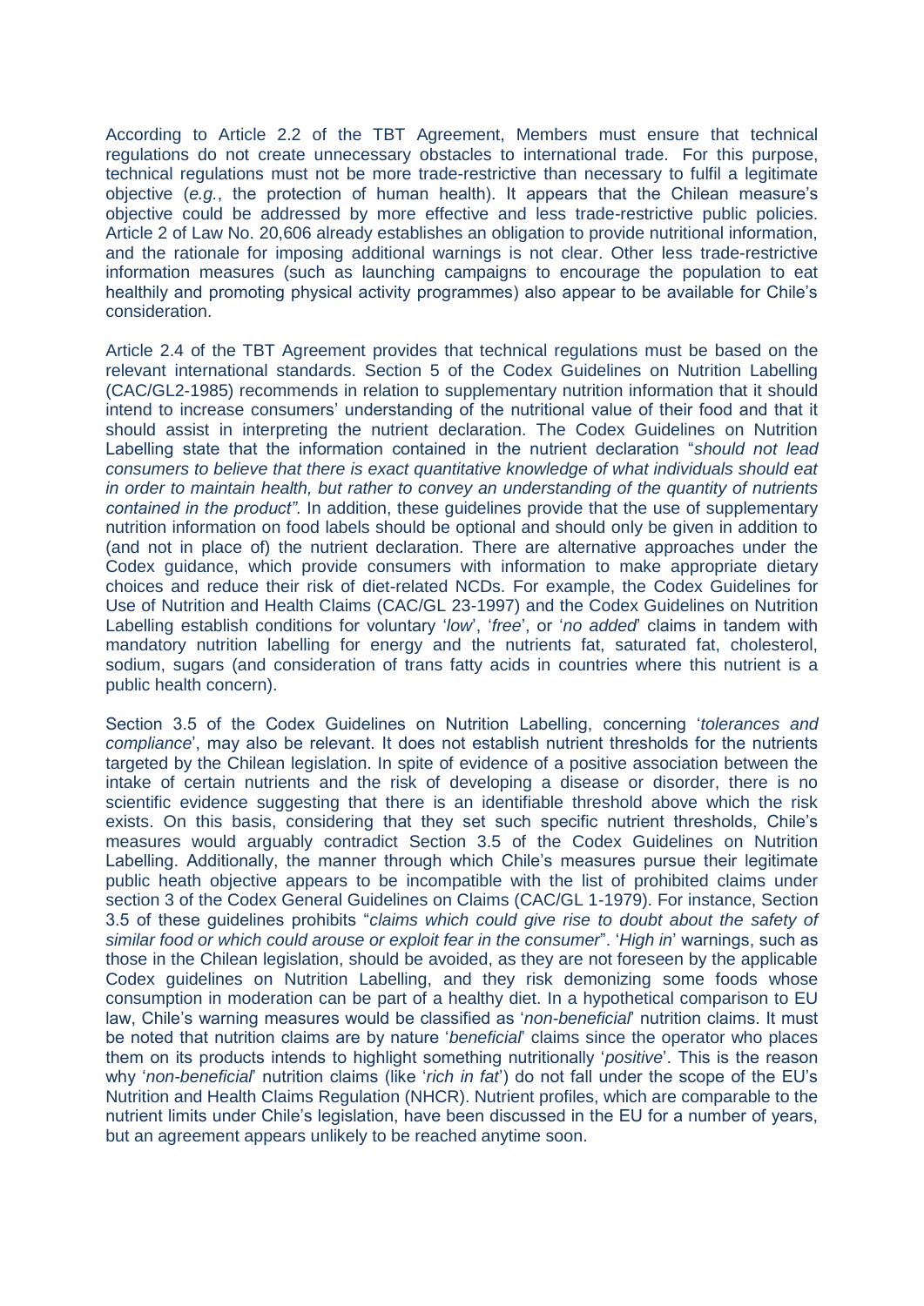According to Article 2.2 of the TBT Agreement, Members must ensure that technical regulations do not create unnecessary obstacles to international trade. For this purpose, technical regulations must not be more trade-restrictive than necessary to fulfil a legitimate objective (*e.g.*, the protection of human health). It appears that the Chilean measure's objective could be addressed by more effective and less trade-restrictive public policies. Article 2 of Law No. 20,606 already establishes an obligation to provide nutritional information, and the rationale for imposing additional warnings is not clear. Other less trade-restrictive information measures (such as launching campaigns to encourage the population to eat healthily and promoting physical activity programmes) also appear to be available for Chile's consideration.

Article 2.4 of the TBT Agreement provides that technical regulations must be based on the relevant international standards. Section 5 of the Codex Guidelines on Nutrition Labelling (CAC/GL2-1985) recommends in relation to supplementary nutrition information that it should intend to increase consumers' understanding of the nutritional value of their food and that it should assist in interpreting the nutrient declaration. The Codex Guidelines on Nutrition Labelling state that the information contained in the nutrient declaration "*should not lead consumers to believe that there is exact quantitative knowledge of what individuals should eat in order to maintain health, but rather to convey an understanding of the quantity of nutrients contained in the product"*. In addition, these guidelines provide that the use of supplementary nutrition information on food labels should be optional and should only be given in addition to (and not in place of) the nutrient declaration. There are alternative approaches under the Codex guidance, which provide consumers with information to make appropriate dietary choices and reduce their risk of diet-related NCDs. For example, the Codex Guidelines for Use of Nutrition and Health Claims (CAC/GL 23-1997) and the Codex Guidelines on Nutrition Labelling establish conditions for voluntary '*low*', '*free*', or '*no added*' claims in tandem with mandatory nutrition labelling for energy and the nutrients fat, saturated fat, cholesterol, sodium, sugars (and consideration of trans fatty acids in countries where this nutrient is a public health concern).

Section 3.5 of the Codex Guidelines on Nutrition Labelling, concerning '*tolerances and compliance*', may also be relevant. It does not establish nutrient thresholds for the nutrients targeted by the Chilean legislation. In spite of evidence of a positive association between the intake of certain nutrients and the risk of developing a disease or disorder, there is no scientific evidence suggesting that there is an identifiable threshold above which the risk exists. On this basis, considering that they set such specific nutrient thresholds, Chile's measures would arguably contradict Section 3.5 of the Codex Guidelines on Nutrition Labelling. Additionally, the manner through which Chile's measures pursue their legitimate public heath objective appears to be incompatible with the list of prohibited claims under section 3 of the Codex General Guidelines on Claims (CAC/GL 1-1979). For instance, Section 3.5 of these guidelines prohibits "*claims which could give rise to doubt about the safety of similar food or which could arouse or exploit fear in the consumer*". '*High in*' warnings, such as those in the Chilean legislation, should be avoided, as they are not foreseen by the applicable Codex guidelines on Nutrition Labelling, and they risk demonizing some foods whose consumption in moderation can be part of a healthy diet. In a hypothetical comparison to EU law, Chile's warning measures would be classified as '*non-beneficial*' nutrition claims. It must be noted that nutrition claims are by nature '*beneficial*' claims since the operator who places them on its products intends to highlight something nutritionally '*positive*'. This is the reason why '*non-beneficial*' nutrition claims (like '*rich in fat*') do not fall under the scope of the EU's Nutrition and Health Claims Regulation (NHCR). Nutrient profiles, which are comparable to the nutrient limits under Chile's legislation, have been discussed in the EU for a number of years, but an agreement appears unlikely to be reached anytime soon.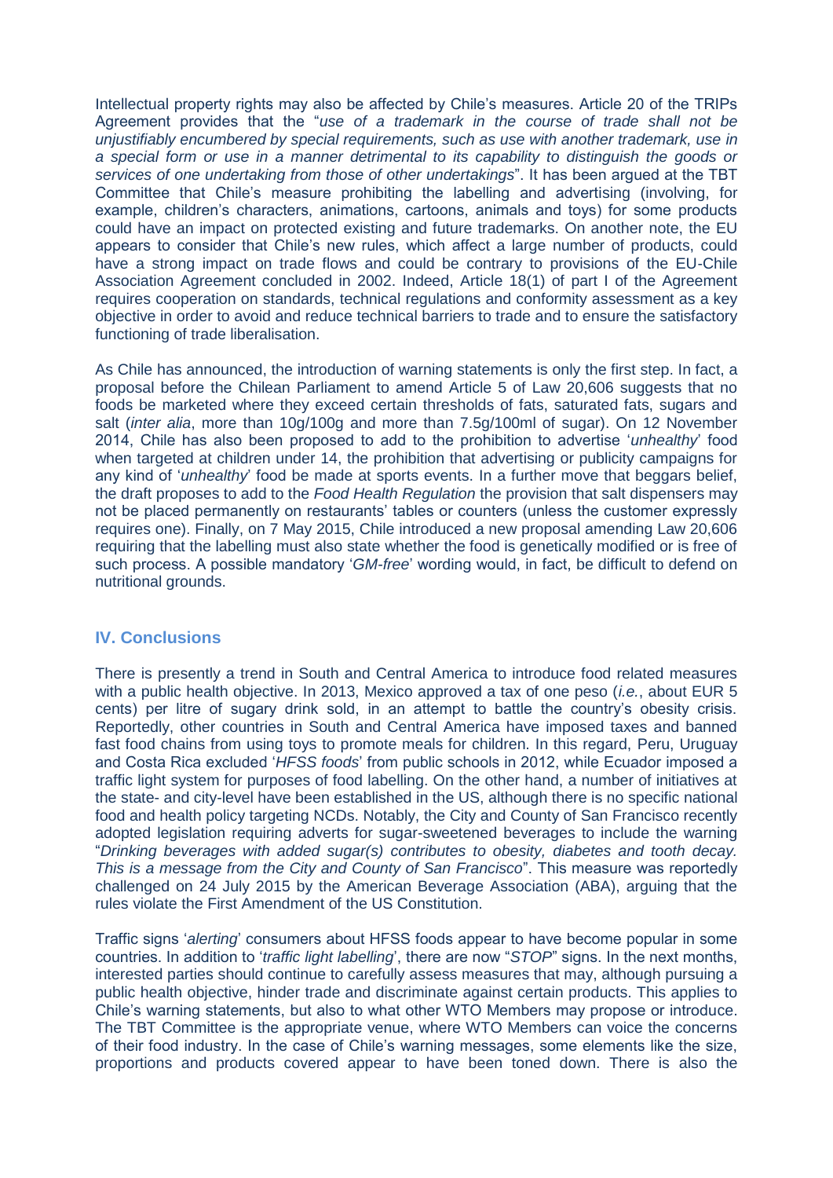Intellectual property rights may also be affected by Chile's measures. Article 20 of the TRIPs Agreement provides that the "*use of a trademark in the course of trade shall not be unjustifiably encumbered by special requirements, such as use with another trademark, use in a special form or use in a manner detrimental to its capability to distinguish the goods or services of one undertaking from those of other undertakings*". It has been argued at the TBT Committee that Chile's measure prohibiting the labelling and advertising (involving, for example, children's characters, animations, cartoons, animals and toys) for some products could have an impact on protected existing and future trademarks. On another note, the EU appears to consider that Chile's new rules, which affect a large number of products, could have a strong impact on trade flows and could be contrary to provisions of the EU-Chile Association Agreement concluded in 2002. Indeed, Article 18(1) of part I of the Agreement requires cooperation on standards, technical regulations and conformity assessment as a key objective in order to avoid and reduce technical barriers to trade and to ensure the satisfactory functioning of trade liberalisation.

As Chile has announced, the introduction of warning statements is only the first step. In fact, a proposal before the Chilean Parliament to amend Article 5 of Law 20,606 suggests that no foods be marketed where they exceed certain thresholds of fats, saturated fats, sugars and salt (*inter alia*, more than 10g/100g and more than 7.5g/100ml of sugar). On 12 November 2014, Chile has also been proposed to add to the prohibition to advertise '*unhealthy*' food when targeted at children under 14, the prohibition that advertising or publicity campaigns for any kind of '*unhealthy*' food be made at sports events. In a further move that beggars belief, the draft proposes to add to the *Food Health Regulation* the provision that salt dispensers may not be placed permanently on restaurants' tables or counters (unless the customer expressly requires one). Finally, on 7 May 2015, Chile introduced a new proposal amending Law 20,606 requiring that the labelling must also state whether the food is genetically modified or is free of such process. A possible mandatory '*GM-free*' wording would, in fact, be difficult to defend on nutritional grounds.

## IV. Conclusions

There is presently a trend in South and Central America to introduce food related measures with a public health objective. In 2013, Mexico approved a tax of one peso (*i.e.*, about EUR 5 cents) per litre of sugary drink sold, in an attempt to battle the country's obesity crisis. Reportedly, other countries in South and Central America have imposed taxes and banned fast food chains from using toys to promote meals for children. In this regard, Peru, Uruguay and Costa Rica excluded '*HFSS foods*' from public schools in 2012, while Ecuador imposed a traffic light system for purposes of food labelling. On the other hand, a number of initiatives at the state- and city-level have been established in the US, although there is no specific national food and health policy targeting NCDs. Notably, the City and County of San Francisco recently adopted legislation requiring adverts for sugar-sweetened beverages to include the warning "*Drinking beverages with added sugar(s) contributes to obesity, diabetes and tooth decay. This is a message from the City and County of San Francisco*". This measure was reportedly challenged on 24 July 2015 by the American Beverage Association (ABA), arguing that the rules violate the First Amendment of the US Constitution.

Traffic signs '*alerting*' consumers about HFSS foods appear to have become popular in some countries. In addition to '*traffic light labelling*', there are now "*STOP*" signs. In the next months, interested parties should continue to carefully assess measures that may, although pursuing a public health objective, hinder trade and discriminate against certain products. This applies to Chile's warning statements, but also to what other WTO Members may propose or introduce. The TBT Committee is the appropriate venue, where WTO Members can voice the concerns of their food industry. In the case of Chile's warning messages, some elements like the size, proportions and products covered appear to have been toned down. There is also the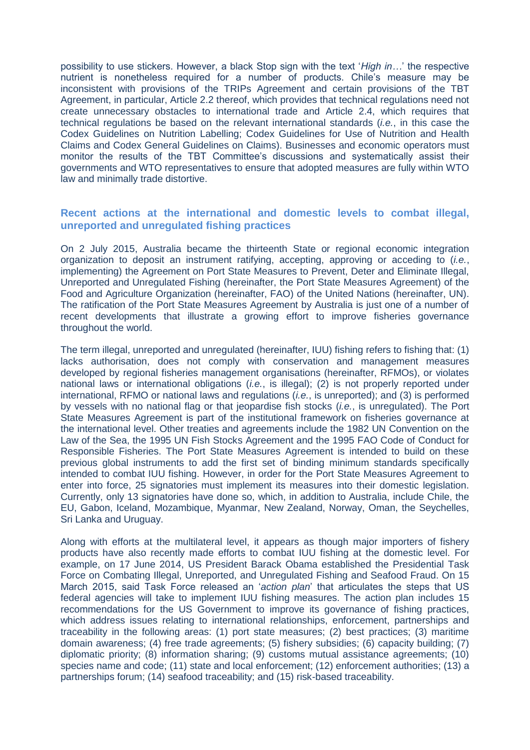possibility to use stickers. However, a black Stop sign with the text '*High in…*' the respective nutrient is nonetheless required for a number of products. Chile's measure may be inconsistent with provisions of the TRIPs Agreement and certain provisions of the TBT Agreement, in particular, Article 2.2 thereof, which provides that technical regulations need not create unnecessary obstacles to international trade and Article 2.4, which requires that technical regulations be based on the relevant international standards (*i.e.*, in this case the Codex Guidelines on Nutrition Labelling; Codex Guidelines for Use of Nutrition and Health Claims and Codex General Guidelines on Claims). Businesses and economic operators must monitor the results of the TBT Committee's discussions and systematically assist their governments and WTO representatives to ensure that adopted measures are fully within WTO law and minimally trade distortive.

## Recent actions at the international and domestic levels to combat illegal, unreported and unregulated fishing practices

On 2 July 2015, Australia became the thirteenth State or regional economic integration organization to deposit an instrument ratifying, accepting, approving or acceding to (*i.e.*, implementing) the Agreement on Port State Measures to Prevent, Deter and Eliminate Illegal, Unreported and Unregulated Fishing (hereinafter, the Port State Measures Agreement) of the Food and Agriculture Organization (hereinafter, FAO) of the United Nations (hereinafter, UN). The ratification of the Port State Measures Agreement by Australia is just one of a number of recent developments that illustrate a growing effort to improve fisheries governance throughout the world.

The term illegal, unreported and unregulated (hereinafter, IUU) fishing refers to fishing that: (1) lacks authorisation, does not comply with conservation and management measures developed by regional fisheries management organisations (hereinafter, RFMOs), or violates national laws or international obligations (*i.e.*, is illegal); (2) is not properly reported under international, RFMO or national laws and regulations (*i.e.*, is unreported); and (3) is performed by vessels with no national flag or that jeopardise fish stocks (*i.e.*, is unregulated). The Port State Measures Agreement is part of the institutional framework on fisheries governance at the international level. Other treaties and agreements include the 1982 UN Convention on the Law of the Sea, the 1995 UN Fish Stocks Agreement and the 1995 FAO Code of Conduct for Responsible Fisheries. The Port State Measures Agreement is intended to build on these previous global instruments to add the first set of binding minimum standards specifically intended to combat IUU fishing. However, in order for the Port State Measures Agreement to enter into force, 25 signatories must implement its measures into their domestic legislation. Currently, only 13 signatories have done so, which, in addition to Australia, include Chile, the EU, Gabon, Iceland, Mozambique, Myanmar, New Zealand, Norway, Oman, the Seychelles, Sri Lanka and Uruguay.

Along with efforts at the multilateral level, it appears as though major importers of fishery products have also recently made efforts to combat IUU fishing at the domestic level. For example, on 17 June 2014, US President Barack Obama established the Presidential Task Force on Combating Illegal, Unreported, and Unregulated Fishing and Seafood Fraud. On 15 March 2015, said Task Force released an '*action plan*' that articulates the steps that US federal agencies will take to implement IUU fishing measures. The action plan includes 15 recommendations for the US Government to improve its governance of fishing practices, which address issues relating to international relationships, enforcement, partnerships and traceability in the following areas: (1) port state measures; (2) best practices; (3) maritime domain awareness; (4) free trade agreements; (5) fishery subsidies; (6) capacity building; (7) diplomatic priority; (8) information sharing; (9) customs mutual assistance agreements; (10) species name and code; (11) state and local enforcement; (12) enforcement authorities; (13) a partnerships forum; (14) seafood traceability; and (15) risk-based traceability.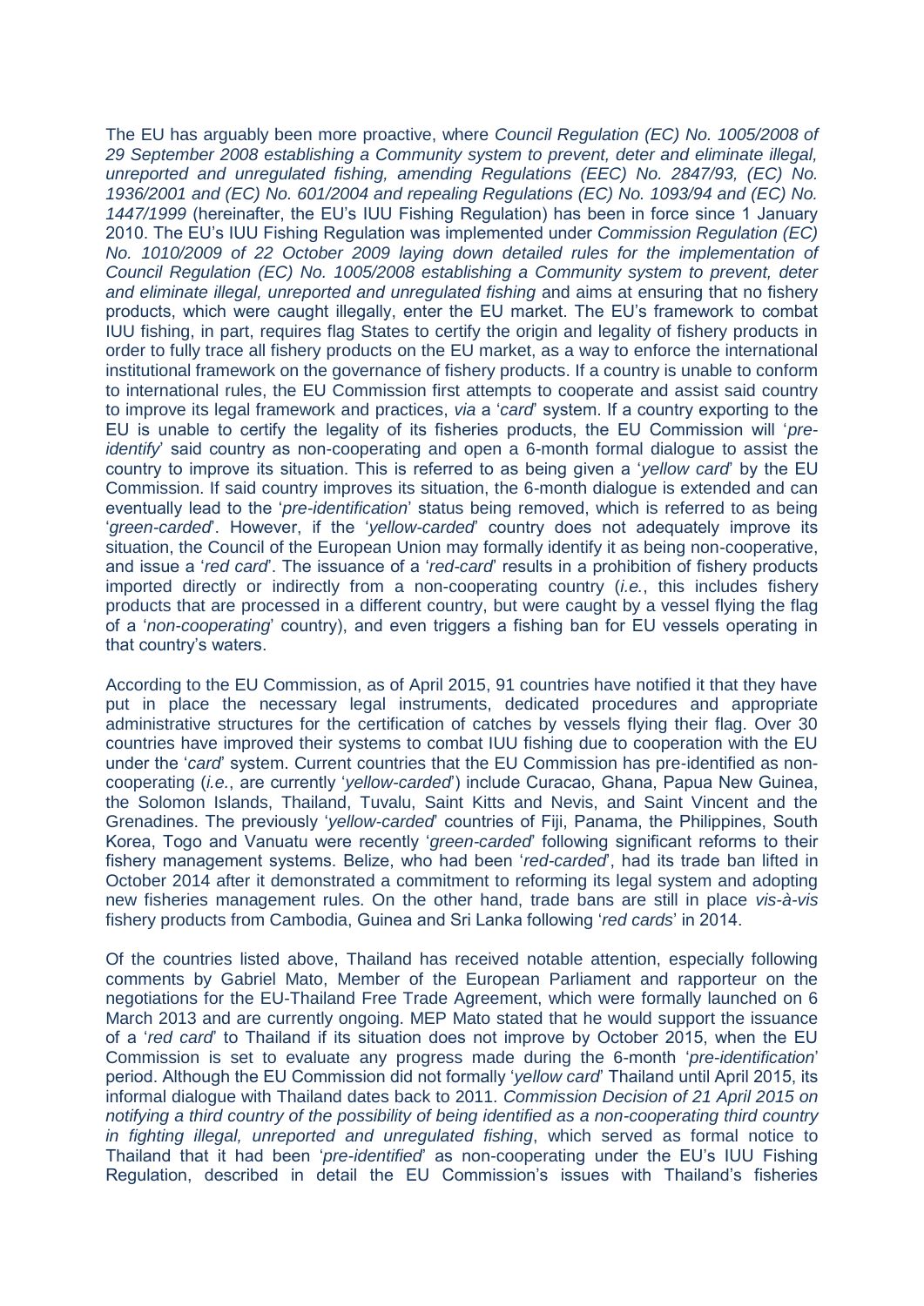The EU has arguably been more proactive, where *Council Regulation (EC) No. 1005/2008 of 29 September 2008 establishing a Community system to prevent, deter and eliminate illegal, unreported and unregulated fishing, amending Regulations (EEC) No. 2847/93, (EC) No. 1936/2001 and (EC) No. 601/2004 and repealing Regulations (EC) No. 1093/94 and (EC) No. 1447/1999* (hereinafter, the EU's IUU Fishing Regulation) has been in force since 1 January 2010. The EU's IUU Fishing Regulation was implemented under *Commission Regulation (EC) No. 1010/2009 of 22 October 2009 laying down detailed rules for the implementation of Council Regulation (EC) No. 1005/2008 establishing a Community system to prevent, deter and eliminate illegal, unreported and unregulated fishing* and aims at ensuring that no fishery products, which were caught illegally, enter the EU market. The EU's framework to combat IUU fishing, in part, requires flag States to certify the origin and legality of fishery products in order to fully trace all fishery products on the EU market, as a way to enforce the international institutional framework on the governance of fishery products. If a country is unable to conform to international rules, the EU Commission first attempts to cooperate and assist said country to improve its legal framework and practices, *via* a '*card*' system. If a country exporting to the EU is unable to certify the legality of its fisheries products, the EU Commission will '*pre-identify*' said country as non-cooperating and open a 6-month formal dialogue to assist the country to improve its situation. This is referred to as being given a '*yellow card*' by the EU Commission. If said country improves its situation, the 6-month dialogue is extended and can eventually lead to the '*pre-identification*' status being removed, which is referred to as being '*green-carded*'. However, if the '*yellow-carded*' country does not adequately improve its situation, the Council of the European Union may formally identify it as being non-cooperative, and issue a '*red card*'. The issuance of a '*red-card*' results in a prohibition of fishery products imported directly or indirectly from a non-cooperating country (*i.e.*, this includes fishery products that are processed in a different country, but were caught by a vessel flying the flag of a '*non-cooperating*' country), and even triggers a fishing ban for EU vessels operating in that country's waters.

According to the EU Commission, as of April 2015, 91 countries have notified it that they have put in place the necessary legal instruments, dedicated procedures and appropriate administrative structures for the certification of catches by vessels flying their flag. Over 30 countries have improved their systems to combat IUU fishing due to cooperation with the EU under the '*card*' system. Current countries that the EU Commission has pre-identified as non-cooperating (*i.e.*, are currently '*yellow-carded*') include Curacao, Ghana, Papua New Guinea, the Solomon Islands, Thailand, Tuvalu, Saint Kitts and Nevis, and Saint Vincent and the Grenadines. The previously '*yellow-carded*' countries of Fiji, Panama, the Philippines, South Korea, Togo and Vanuatu were recently '*green-carded*' following significant reforms to their fishery management systems. Belize, who had been '*red-carded*', had its trade ban lifted in October 2014 after it demonstrated a commitment to reforming its legal system and adopting new fisheries management rules. On the other hand, trade bans are still in place *vis-à-vis* fishery products from Cambodia, Guinea and Sri Lanka following '*red cards*' in 2014.

Of the countries listed above, Thailand has received notable attention, especially following comments by Gabriel Mato, Member of the European Parliament and rapporteur on the negotiations for the EU-Thailand Free Trade Agreement, which were formally launched on 6 March 2013 and are currently ongoing. MEP Mato stated that he would support the issuance of a '*red card*' to Thailand if its situation does not improve by October 2015, when the EU Commission is set to evaluate any progress made during the 6-month '*pre-identification*' period. Although the EU Commission did not formally '*yellow card*' Thailand until April 2015, its informal dialogue with Thailand dates back to 2011. *Commission Decision of 21 April 2015 on notifying a third country of the possibility of being identified as a non-cooperating third country in fighting illegal, unreported and unregulated fishing*, which served as formal notice to Thailand that it had been '*pre-identified*' as non-cooperating under the EU's IUU Fishing Regulation, described in detail the EU Commission's issues with Thailand's fisheries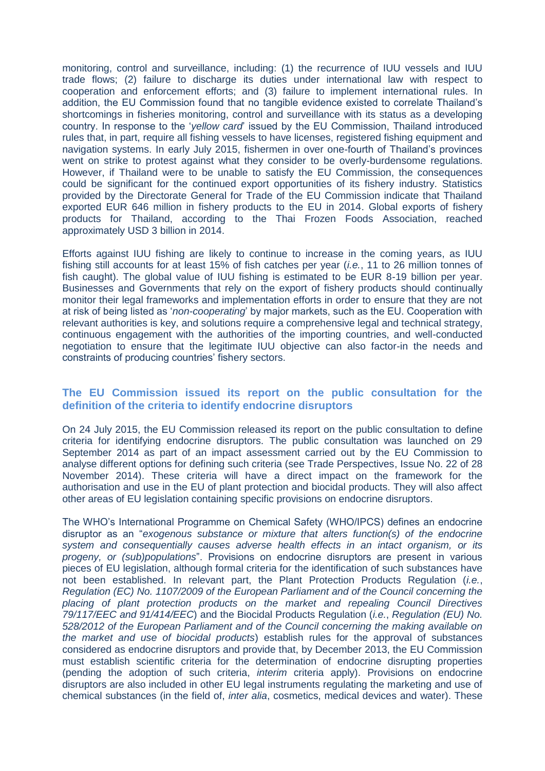monitoring, control and surveillance, including: (1) the recurrence of IUU vessels and IUU trade flows; (2) failure to discharge its duties under international law with respect to cooperation and enforcement efforts; and (3) failure to implement international rules. In addition, the EU Commission found that no tangible evidence existed to correlate Thailand's shortcomings in fisheries monitoring, control and surveillance with its status as a developing country. In response to the '*yellow card*' issued by the EU Commission, Thailand introduced rules that, in part, require all fishing vessels to have licenses, registered fishing equipment and navigation systems. In early July 2015, fishermen in over one-fourth of Thailand's provinces went on strike to protest against what they consider to be overly-burdensome regulations. However, if Thailand were to be unable to satisfy the EU Commission, the consequences could be significant for the continued export opportunities of its fishery industry. Statistics provided by the Directorate General for Trade of the EU Commission indicate that Thailand exported EUR 646 million in fishery products to the EU in 2014. Global exports of fishery products for Thailand, according to the Thai Frozen Foods Association, reached approximately USD 3 billion in 2014.

Efforts against IUU fishing are likely to continue to increase in the coming years, as IUU fishing still accounts for at least 15% of fish catches per year (*i.e.*, 11 to 26 million tonnes of fish caught). The global value of IUU fishing is estimated to be EUR 8-19 billion per year. Businesses and Governments that rely on the export of fishery products should continually monitor their legal frameworks and implementation efforts in order to ensure that they are not at risk of being listed as '*non-cooperating*' by major markets, such as the EU. Cooperation with relevant authorities is key, and solutions require a comprehensive legal and technical strategy, continuous engagement with the authorities of the importing countries, and well-conducted negotiation to ensure that the legitimate IUU objective can also factor-in the needs and constraints of producing countries' fishery sectors.

## The EU Commission issued its report on the public consultation for the definition of the criteria to identify endocrine disruptors

On 24 July 2015, the EU Commission released its report on the public consultation to define criteria for identifying endocrine disruptors. The public consultation was launched on 29 September 2014 as part of an impact assessment carried out by the EU Commission to analyse different options for defining such criteria (see Trade Perspectives, Issue No. 22 of 28 November 2014). These criteria will have a direct impact on the framework for the authorisation and use in the EU of plant protection and biocidal products. They will also affect other areas of EU legislation containing specific provisions on endocrine disruptors.

The WHO's International Programme on Chemical Safety (WHO/IPCS) defines an endocrine disruptor as an "*exogenous substance or mixture that alters function(s) of the endocrine system and consequentially causes adverse health effects in an intact organism, or its progeny, or (sub)populations*". Provisions on endocrine disruptors are present in various pieces of EU legislation, although formal criteria for the identification of such substances have not been established. In relevant part, the Plant Protection Products Regulation (*i.e.*, *Regulation (EC) No. 1107/2009 of the European Parliament and of the Council concerning the placing of plant protection products on the market and repealing Council Directives 79/117/EEC and 91/414/EEC*) and the Biocidal Products Regulation (*i.e.*, *Regulation (EU) No. 528/2012 of the European Parliament and of the Council concerning the making available on the market and use of biocidal products*) establish rules for the approval of substances considered as endocrine disruptors and provide that, by December 2013, the EU Commission must establish scientific criteria for the determination of endocrine disrupting properties (pending the adoption of such criteria, *interim* criteria apply). Provisions on endocrine disruptors are also included in other EU legal instruments regulating the marketing and use of chemical substances (in the field of, *inter alia*, cosmetics, medical devices and water). These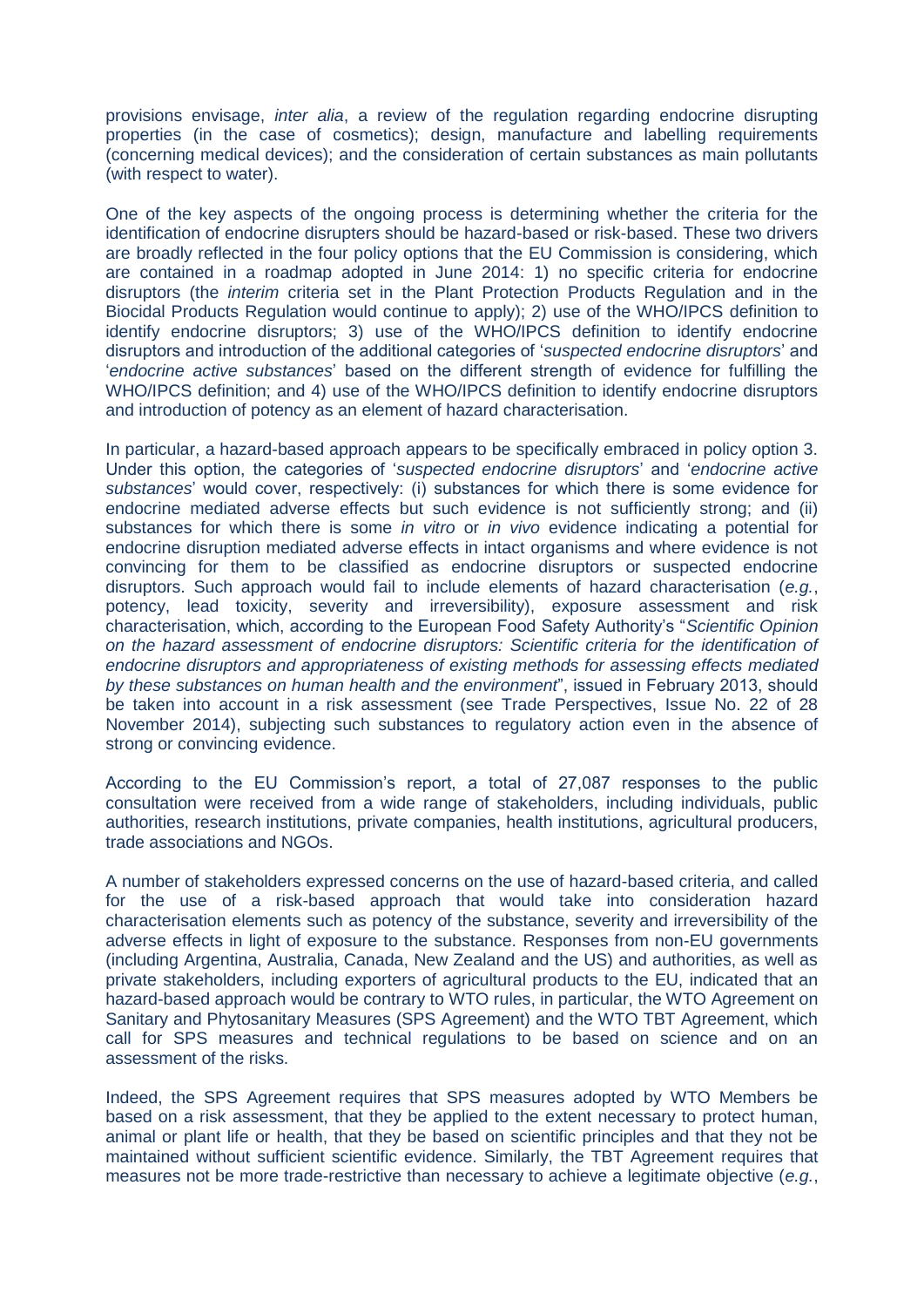provisions envisage, *inter alia*, a review of the regulation regarding endocrine disrupting properties (in the case of cosmetics); design, manufacture and labelling requirements (concerning medical devices); and the consideration of certain substances as main pollutants (with respect to water).

One of the key aspects of the ongoing process is determining whether the criteria for the identification of endocrine disrupters should be hazard-based or risk-based. These two drivers are broadly reflected in the four policy options that the EU Commission is considering, which are contained in a roadmap adopted in June 2014: 1) no specific criteria for endocrine disruptors (the *interim* criteria set in the Plant Protection Products Regulation and in the Biocidal Products Regulation would continue to apply); 2) use of the WHO/IPCS definition to identify endocrine disruptors; 3) use of the WHO/IPCS definition to identify endocrine disruptors and introduction of the additional categories of '*suspected endocrine disruptors*' and '*endocrine active substances*' based on the different strength of evidence for fulfilling the WHO/IPCS definition; and 4) use of the WHO/IPCS definition to identify endocrine disruptors and introduction of potency as an element of hazard characterisation.

In particular, a hazard-based approach appears to be specifically embraced in policy option 3. Under this option, the categories of '*suspected endocrine disruptors*' and '*endocrine active substances*' would cover, respectively: (i) substances for which there is some evidence for endocrine mediated adverse effects but such evidence is not sufficiently strong; and (ii) substances for which there is some *in vitro* or *in vivo* evidence indicating a potential for endocrine disruption mediated adverse effects in intact organisms and where evidence is not convincing for them to be classified as endocrine disruptors or suspected endocrine disruptors. Such approach would fail to include elements of hazard characterisation (*e.g.*, potency, lead toxicity, severity and irreversibility), exposure assessment and risk characterisation, which, according to the European Food Safety Authority's "*Scientific Opinion on the hazard assessment of endocrine disruptors: Scientific criteria for the identification of endocrine disruptors and appropriateness of existing methods for assessing effects mediated by these substances on human health and the environment*", issued in February 2013, should be taken into account in a risk assessment (see Trade Perspectives, Issue No. 22 of 28 November 2014), subjecting such substances to regulatory action even in the absence of strong or convincing evidence.

According to the EU Commission's report, a total of 27,087 responses to the public consultation were received from a wide range of stakeholders, including individuals, public authorities, research institutions, private companies, health institutions, agricultural producers, trade associations and NGOs.

A number of stakeholders expressed concerns on the use of hazard-based criteria, and called for the use of a risk-based approach that would take into consideration hazard characterisation elements such as potency of the substance, severity and irreversibility of the adverse effects in light of exposure to the substance. Responses from non-EU governments (including Argentina, Australia, Canada, New Zealand and the US) and authorities, as well as private stakeholders, including exporters of agricultural products to the EU, indicated that an hazard-based approach would be contrary to WTO rules, in particular, the WTO Agreement on Sanitary and Phytosanitary Measures (SPS Agreement) and the WTO TBT Agreement, which call for SPS measures and technical regulations to be based on science and on an assessment of the risks.

Indeed, the SPS Agreement requires that SPS measures adopted by WTO Members be based on a risk assessment, that they be applied to the extent necessary to protect human, animal or plant life or health, that they be based on scientific principles and that they not be maintained without sufficient scientific evidence. Similarly, the TBT Agreement requires that measures not be more trade-restrictive than necessary to achieve a legitimate objective (*e.g.*,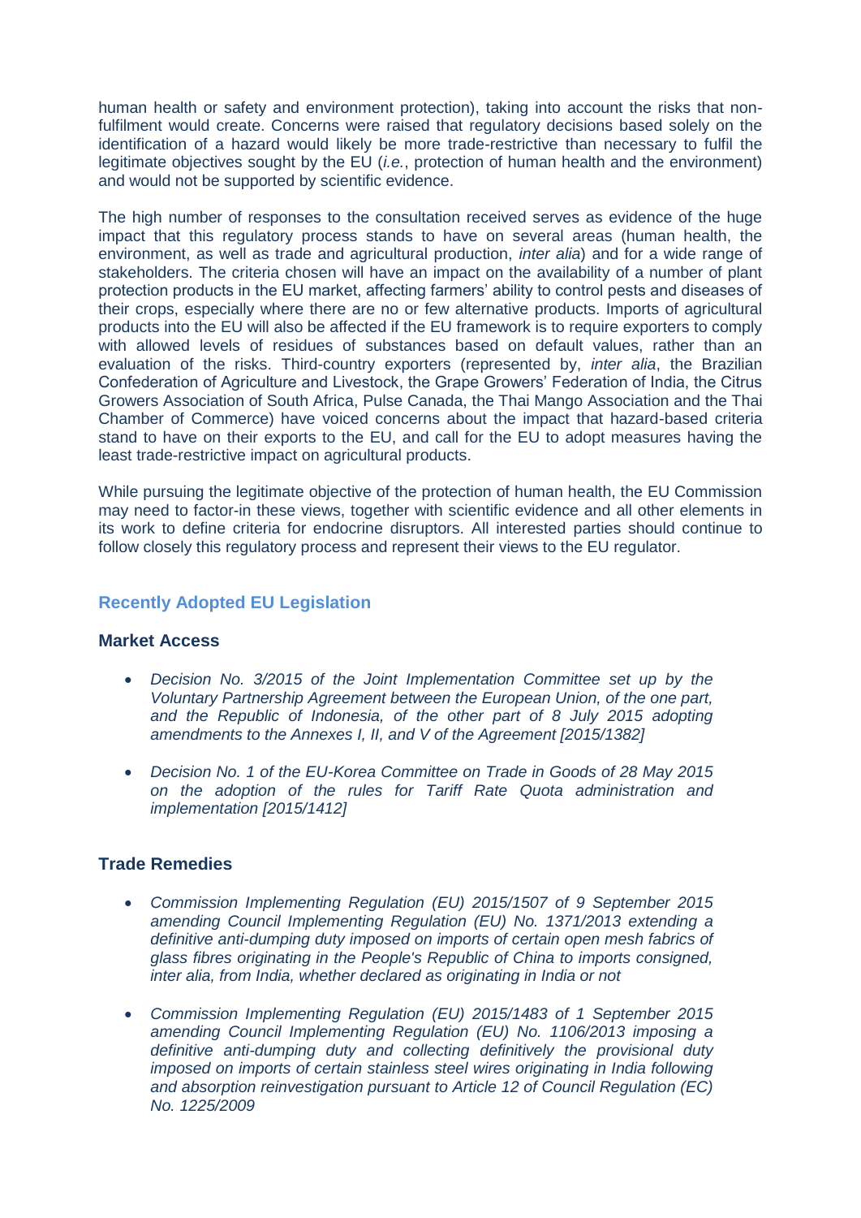human health or safety and environment protection), taking into account the risks that non-fulfilment would create. Concerns were raised that regulatory decisions based solely on the identification of a hazard would likely be more trade-restrictive than necessary to fulfil the legitimate objectives sought by the EU (*i.e.*, protection of human health and the environment) and would not be supported by scientific evidence.

The high number of responses to the consultation received serves as evidence of the huge impact that this regulatory process stands to have on several areas (human health, the environment, as well as trade and agricultural production, *inter alia*) and for a wide range of stakeholders. The criteria chosen will have an impact on the availability of a number of plant protection products in the EU market, affecting farmers' ability to control pests and diseases of their crops, especially where there are no or few alternative products. Imports of agricultural products into the EU will also be affected if the EU framework is to require exporters to comply with allowed levels of residues of substances based on default values, rather than an evaluation of the risks. Third-country exporters (represented by, *inter alia*, the Brazilian Confederation of Agriculture and Livestock, the Grape Growers' Federation of India, the Citrus Growers Association of South Africa, Pulse Canada, the Thai Mango Association and the Thai Chamber of Commerce) have voiced concerns about the impact that hazard-based criteria stand to have on their exports to the EU, and call for the EU to adopt measures having the least trade-restrictive impact on agricultural products.

While pursuing the legitimate objective of the protection of human health, the EU Commission may need to factor-in these views, together with scientific evidence and all other elements in its work to define criteria for endocrine disruptors. All interested parties should continue to follow closely this regulatory process and represent their views to the EU regulator.

## Recently Adopted EU Legislation

### Market Access

- *Decision No. 3/2015 of the Joint Implementation Committee set up by the Voluntary Partnership Agreement between the European Union, of the one part, and the Republic of Indonesia, of the other part of 8 July 2015 adopting amendments to the Annexes I, II, and V of the Agreement [2015/1382]*
- *Decision No. 1 of the EU-Korea Committee on Trade in Goods of 28 May 2015 on the adoption of the rules for Tariff Rate Quota administration and implementation [2015/1412]*

### Trade Remedies

- *Commission Implementing Regulation (EU) 2015/1507 of 9 September 2015 amending Council Implementing Regulation (EU) No. 1371/2013 extending a definitive anti-dumping duty imposed on imports of certain open mesh fabrics of glass fibres originating in the People's Republic of China to imports consigned, inter alia, from India, whether declared as originating in India or not*
- *Commission Implementing Regulation (EU) 2015/1483 of 1 September 2015 amending Council Implementing Regulation (EU) No. 1106/2013 imposing a definitive anti-dumping duty and collecting definitively the provisional duty imposed on imports of certain stainless steel wires originating in India following and absorption reinvestigation pursuant to Article 12 of Council Regulation (EC) No. 1225/2009*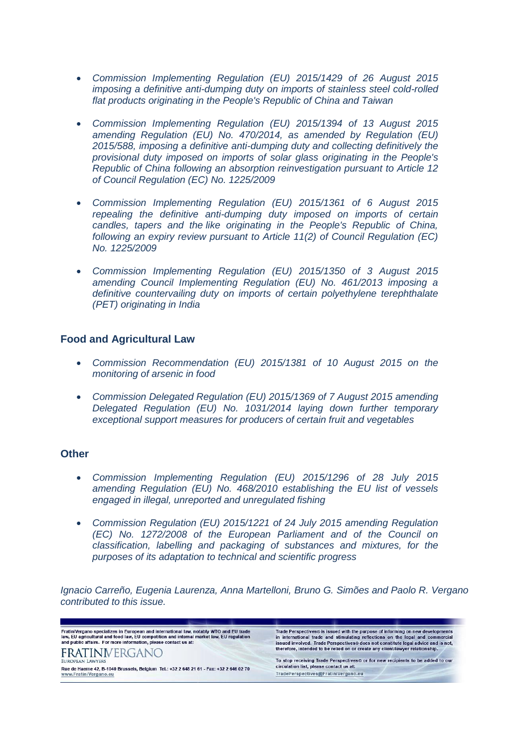- *Commission Implementing Regulation (EU) 2015/1429 of 26 August 2015 imposing a definitive anti-dumping duty on imports of stainless steel cold-rolled flat products originating in the People's Republic of China and Taiwan*

- *Commission Implementing Regulation (EU) 2015/1394 of 13 August 2015 amending Regulation (EU) No. 470/2014, as amended by Regulation (EU) 2015/588, imposing a definitive anti-dumping duty and collecting definitively the provisional duty imposed on imports of solar glass originating in the People's Republic of China following an absorption reinvestigation pursuant to Article 12 of Council Regulation (EC) No. 1225/2009*

- *Commission Implementing Regulation (EU) 2015/1361 of 6 August 2015 repealing the definitive anti-dumping duty imposed on imports of certain candles, tapers and the like originating in the People's Republic of China, following an expiry review pursuant to Article 11(2) of Council Regulation (EC) No. 1225/2009*

- *Commission Implementing Regulation (EU) 2015/1350 of 3 August 2015 amending Council Implementing Regulation (EU) No. 461/2013 imposing a definitive countervailing duty on imports of certain polyethylene terephthalate (PET) originating in India*

### Food and Agricultural Law

- *Commission Recommendation (EU) 2015/1381 of 10 August 2015 on the monitoring of arsenic in food*

- *Commission Delegated Regulation (EU) 2015/1369 of 7 August 2015 amending Delegated Regulation (EU) No. 1031/2014 laying down further temporary exceptional support measures for producers of certain fruit and vegetables*

### Other

- *Commission Implementing Regulation (EU) 2015/1296 of 28 July 2015 amending Regulation (EU) No. 468/2010 establishing the EU list of vessels engaged in illegal, unreported and unregulated fishing*

- *Commission Regulation (EU) 2015/1221 of 24 July 2015 amending Regulation (EC) No. 1272/2008 of the European Parliament and of the Council on classification, labelling and packaging of substances and mixtures, for the purposes of its adaptation to technical and scientific progress*

*Ignacio Carreño, Eugenia Laurenza, Anna Martelloni, Bruno G. Simões and Paolo R. Vergano contributed to this issue.*

FratiniVergano specializes in European and international law, notably WTO and EU trade law, EU agricultural and food law, EU competition and internal market law, EU regulation and public affairs. For more information, please contact us at:

FRATINIVERGANO
EUROPEAN LAWYERS

Rue de Haerne 42, B-1040 Brussels, Belgium Tel.: +32 2 648 21 61 - Fax: +32 2 646 02 70
www.FratiniVergano.eu

Trade Perspectives© is issued with the purpose of informing on new developments in international trade and stimulating reflections on the legal and commercial issued involved. Trade Perspectives© does not constitute legal advice and is not, therefore, intended to be relied on or create any client/lawyer relationship.

To stop receiving Trade Perspectives© or for new recipients to be added to our circulation list, please contact us at:
TradePerspectives@FratiniVergano.eu